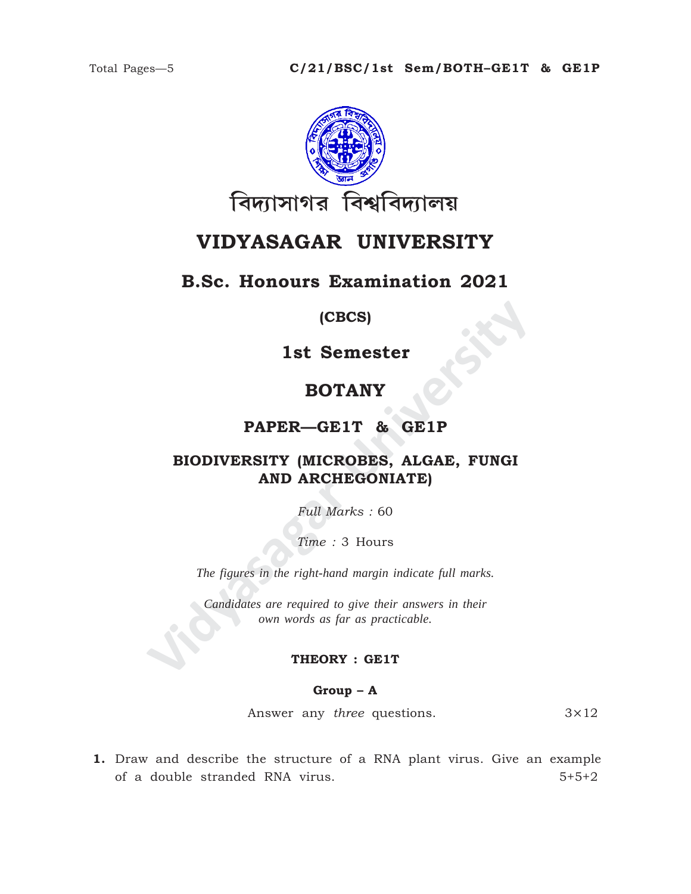C/21/BSC/1st Sem/BOTH–GE1T & GE1P

বিদ্যাসাগর বিশ্ববিদ্যালয়

# VIDYASAGAR UNIVERSITY

## B.Sc. Honours Examination 2021

**(CBCS)**

## 1st Semester

## BOTANY

### PAPER—GE1T & GE1P

### BIODIVERSITY (MICROBES, ALGAE, FUNGI AND ARCHEGONIATE)

*Full Marks :* 60

*Time :* 3 Hours

*The figures in the right-hand margin indicate full marks.*

*Candidates are required to give their answers in their own words as far as practicable.*

### THEORY : GE1T

#### Group – A

Answer any *three* questions. $3\times12$

**1.** Draw and describe the structure of a RNA plant virus. Give an example of a double stranded RNA virus. 5+5+2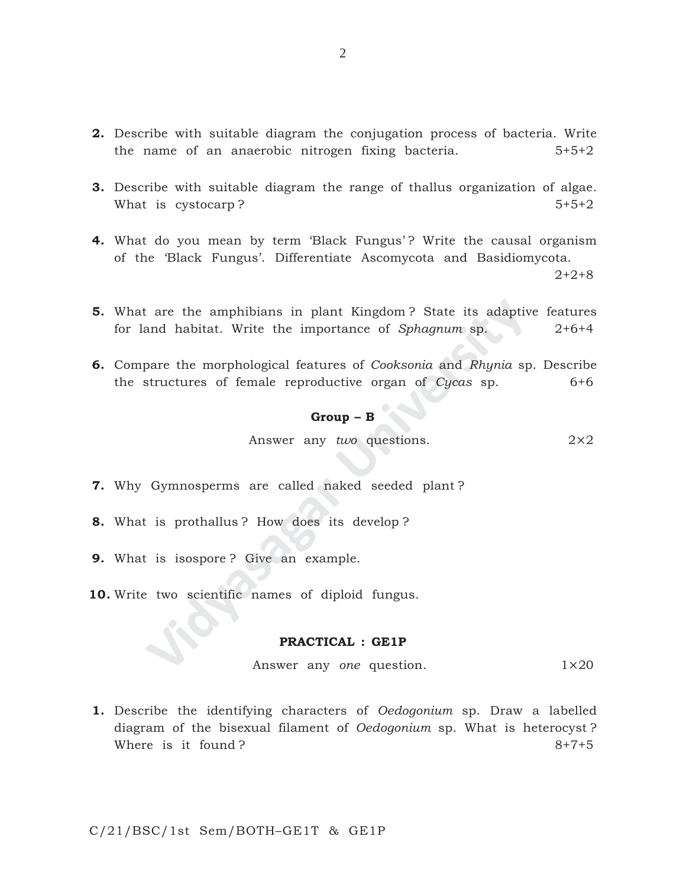**2.** Describe with suitable diagram the conjugation process of bacteria. Write the name of an anaerobic nitrogen fixing bacteria. 5+5+2

**3.** Describe with suitable diagram the range of thallus organization of algae. What is cystocarp? 5+5+2

**4.** What do you mean by term 'Black Fungus'? Write the causal organism of the 'Black Fungus'. Differentiate Ascomycota and Basidiomycota. 2+2+8

**5.** What are the amphibians in plant Kingdom? State its adaptive features for land habitat. Write the importance of *Sphagnum* sp. 2+6+4

**6.** Compare the morphological features of *Cooksonia* and *Rhynia* sp. Describe the structures of female reproductive organ of *Cycas* sp. 6+6

**Group – B**

Answer any *two* questions. 2×2

**7.** Why Gymnosperms are called naked seeded plant?

**8.** What is prothallus? How does its develop?

**9.** What is isospore? Give an example.

**10.** Write two scientific names of diploid fungus.

**PRACTICAL : GE1P**

Answer any *one* question. 1×20

**1.** Describe the identifying characters of *Oedogonium* sp. Draw a labelled diagram of the bisexual filament of *Oedogonium* sp. What is heterocyst? Where is it found? 8+7+5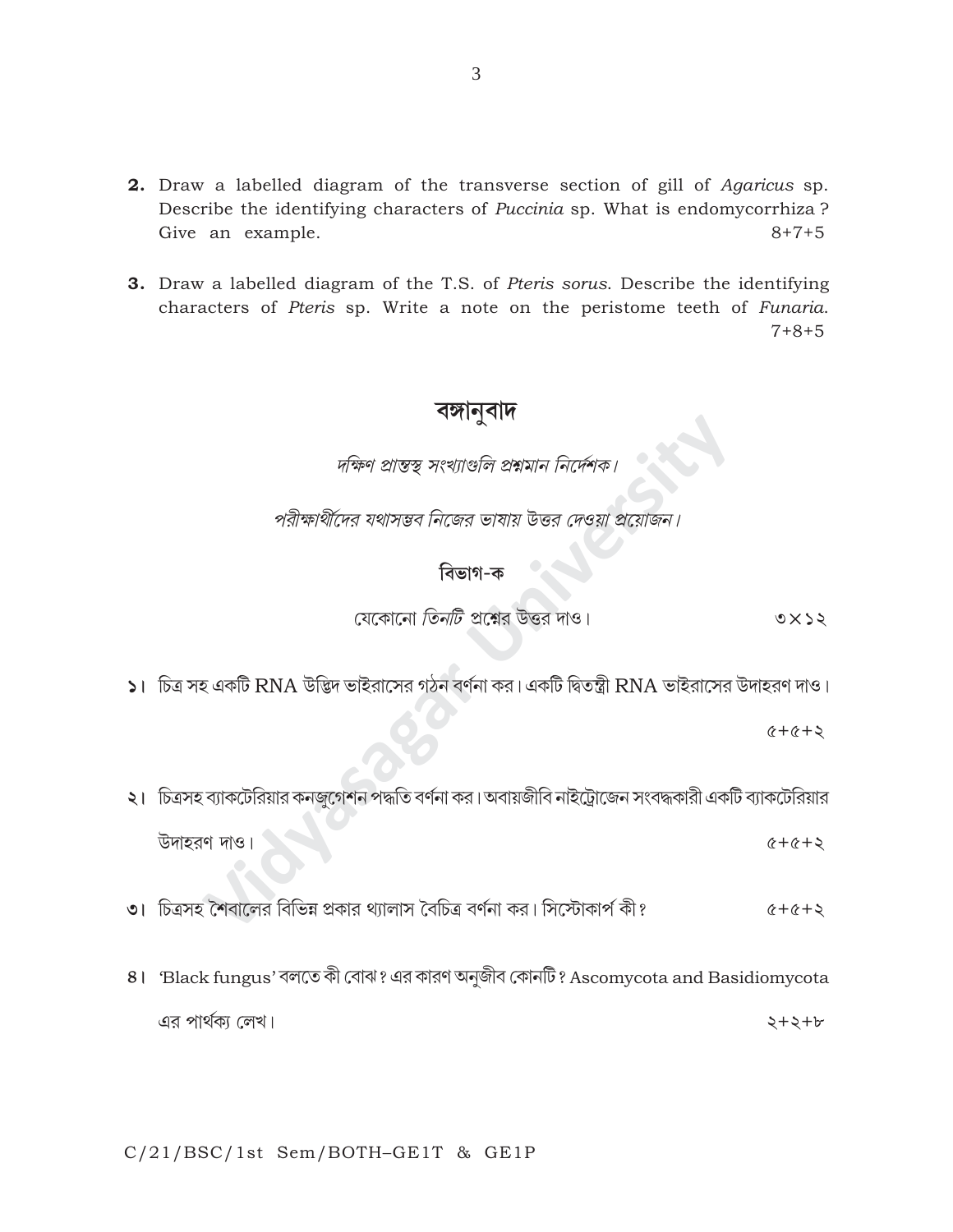**2.** Draw a labelled diagram of the transverse section of gill of *Agaricus* sp. Describe the identifying characters of *Puccinia* sp. What is endomycorrhiza ? Give an example. 8+7+5

**3.** Draw a labelled diagram of the T.S. of *Pteris sorus*. Describe the identifying characters of *Pteris* sp. Write a note on the peristome teeth of *Funaria*. 7+8+5

## বঙ্গানুবাদ

*দক্ষিণ প্রান্তস্থ সংখ্যাগুলি প্রশ্নমান নির্দেশক।*

*পরীক্ষার্থীদের যথাসম্ভব নিজের ভাষায় উত্তর দেওয়া প্রয়োজন।*

### বিভাগ-ক

যেকোনো *তিনটি* প্রশ্নের উত্তর দাও। ৩×১২

১। চিত্র সহ একটি RNA উদ্ভিদ ভাইরাসের গঠন বর্ণনা কর। একটি দ্বিতন্ত্রী RNA ভাইরাসের উদাহরণ দাও। ৫+৫+২

২। চিত্রসহ ব্যাকটেরিয়ার কনজুগেশন পদ্ধতি বর্ণনা কর। অবায়জীবি নাইট্রোজেন সংবদ্ধকারী একটি ব্যাকটেরিয়ার উদাহরণ দাও। ৫+৫+২

৩। চিত্রসহ শৈবালের বিভিন্ন প্রকার থ্যালাস বৈচিত্র বর্ণনা কর। সিস্টোকার্প কী? ৫+৫+২

৪। 'Black fungus' বলতে কী বোঝ? এর কারণ অনুজীব কোনটি? Ascomycota and Basidiomycota এর পার্থক্য লেখ। ২+২+৮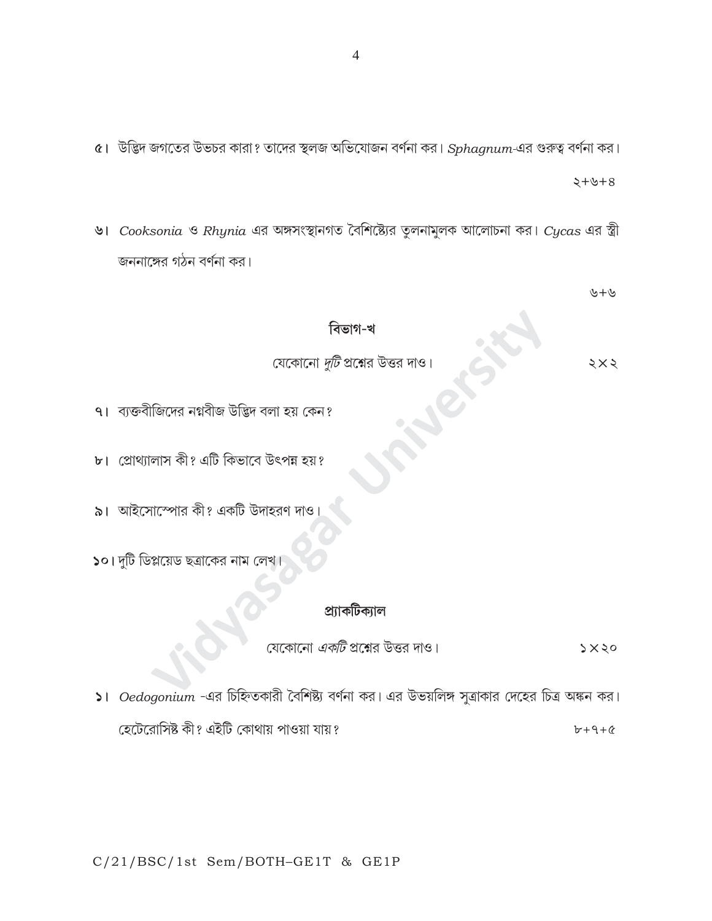৫। উদ্ভিদ জগতের উভচর কারা? তাদের স্থলজ অভিযোজন বর্ণনা কর। *Sphagnum*-এর গুরুত্ব বর্ণনা কর।

২+৬+৪

৬। *Cooksonia* ও *Rhynia* এর অঙ্গসংস্থানগত বৈশিষ্ট্যের তুলনামুলক আলোচনা কর। *Cycas* এর স্ত্রী জননাঙ্গের গঠন বর্ণনা কর।

৬+৬

## বিভাগ-খ

যেকোনো *দুটি* প্রশ্নের উত্তর দাও। ২×২

৭। ব্যক্তবীজিদের নগ্নবীজ উদ্ভিদ বলা হয় কেন?

৮। প্রোথ্যালাস কী? এটি কিভাবে উৎপন্ন হয়?

৯। আইসোস্পোর কী? একটি উদাহরণ দাও।

১০। দুটি ডিপ্লয়েড ছত্রাকের নাম লেখ।

## প্র্যাকটিক্যাল

যেকোনো *একটি* প্রশ্নের উত্তর দাও। ১×২০

১। *Oedogonium* -এর চিহ্নিতকারী বৈশিষ্ট্য বর্ণনা কর। এর উভয়লিঙ্গ সুত্রাকার দেহের চিত্র অঙ্কন কর। হেটেরোসিষ্ট কী? এইটি কোথায় পাওয়া যায়? ৮+৭+৫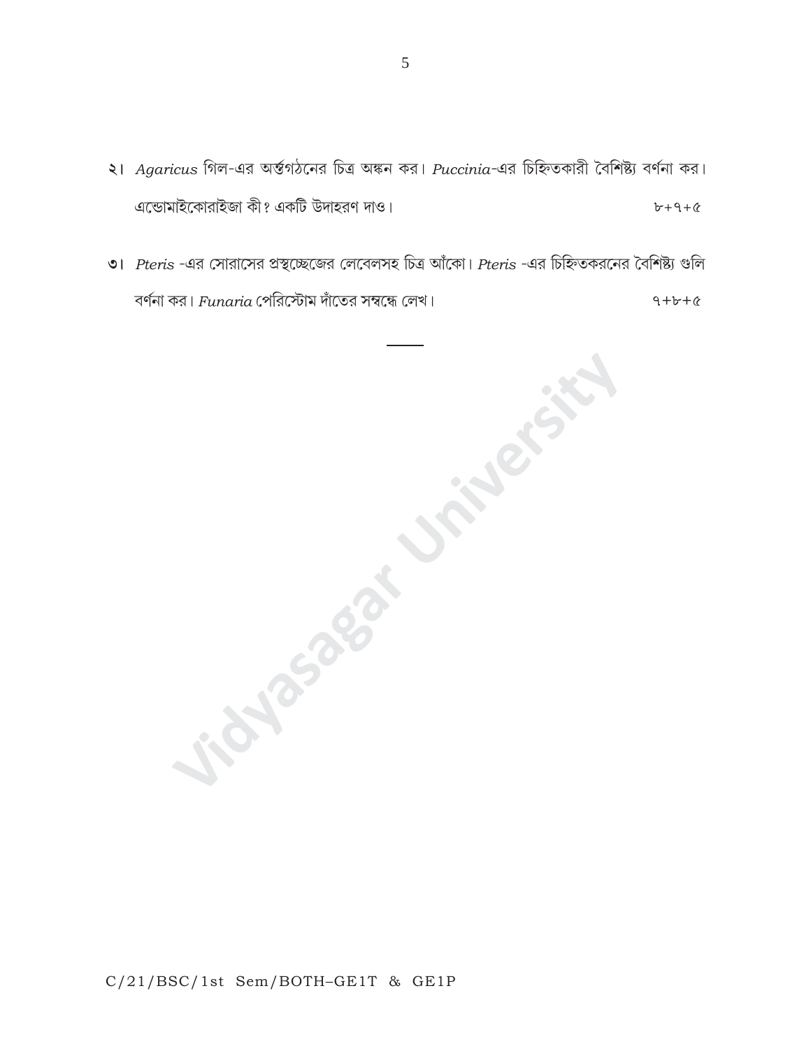২। *Agaricus* গিল-এর অর্ন্তগঠনের চিত্র অঙ্কন কর। *Puccinia*-এর চিহ্নিতকারী বৈশিষ্ট্য বর্ণনা কর। এন্ডোমাইকোরাইজা কী? একটি উদাহরণ দাও। ৮+৭+৫

৩। *Pteris* -এর সোরাসের প্রস্থচ্ছেজের লেবেলসহ চিত্র আঁকো। *Pteris* -এর চিহ্নিতকরনের বৈশিষ্ট্য গুলি বর্ণনা কর। *Funaria* পেরিস্টোম দাঁতের সম্বন্ধে লেখ। ৭+৮+৫

———